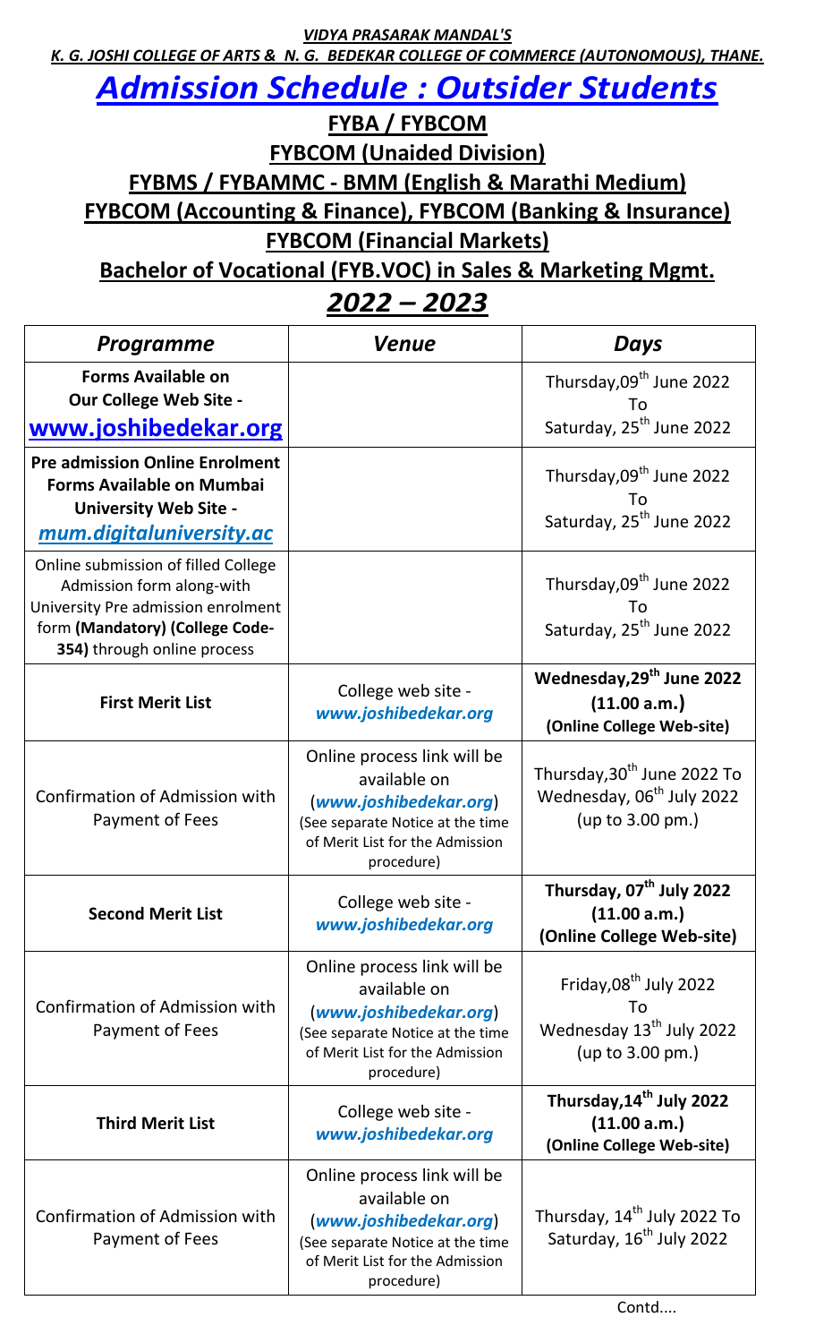***VIDYA PRASARAK MANDAL'S***

***K. G. JOSHI COLLEGE OF ARTS & N. G. BEDEKAR COLLEGE OF COMMERCE (AUTONOMOUS), THANE.***

# *Admission Schedule : Outsider Students*

## FYBA / FYBCOM

## FYBCOM (Unaided Division)

## FYBMS / FYBAMMC - BMM (English & Marathi Medium)

## FYBCOM (Accounting & Finance), FYBCOM (Banking & Insurance)

## FYBCOM (Financial Markets)

## Bachelor of Vocational (FYB.VOC) in Sales & Marketing Mgmt.

## *2022 – 2023*

| *Programme* | *Venue* | *Days* |
|---|---|---|
| **Forms Available on Our College Web Site - www.joshibedekar.org** | | Thursday,09th June 2022 To Saturday, 25th June 2022 |
| **Pre admission Online Enrolment Forms Available on Mumbai University Web Site - *mum.digitaluniversity.ac*** | | Thursday,09th June 2022 To Saturday, 25th June 2022 |
| Online submission of filled College Admission form along-with University Pre admission enrolment form **(Mandatory) (College Code-354)** through online process | | Thursday,09th June 2022 To Saturday, 25th June 2022 |
| **First Merit List** | College web site - *www.joshibedekar.org* | **Wednesday,29th June 2022 (11.00 a.m.) (Online College Web-site)** |
| Confirmation of Admission with Payment of Fees | Online process link will be available on (*www.joshibedekar.org*) (See separate Notice at the time of Merit List for the Admission procedure) | Thursday,30th June 2022 To Wednesday, 06th July 2022 (up to 3.00 pm.) |
| **Second Merit List** | College web site - *www.joshibedekar.org* | **Thursday, 07th July 2022 (11.00 a.m.) (Online College Web-site)** |
| Confirmation of Admission with Payment of Fees | Online process link will be available on (*www.joshibedekar.org*) (See separate Notice at the time of Merit List for the Admission procedure) | Friday,08th July 2022 To Wednesday 13th July 2022 (up to 3.00 pm.) |
| **Third Merit List** | College web site - *www.joshibedekar.org* | **Thursday,14th July 2022 (11.00 a.m.) (Online College Web-site)** |
| Confirmation of Admission with Payment of Fees | Online process link will be available on (*www.joshibedekar.org*) (See separate Notice at the time of Merit List for the Admission procedure) | Thursday, 14th July 2022 To Saturday, 16th July 2022 |

Contd....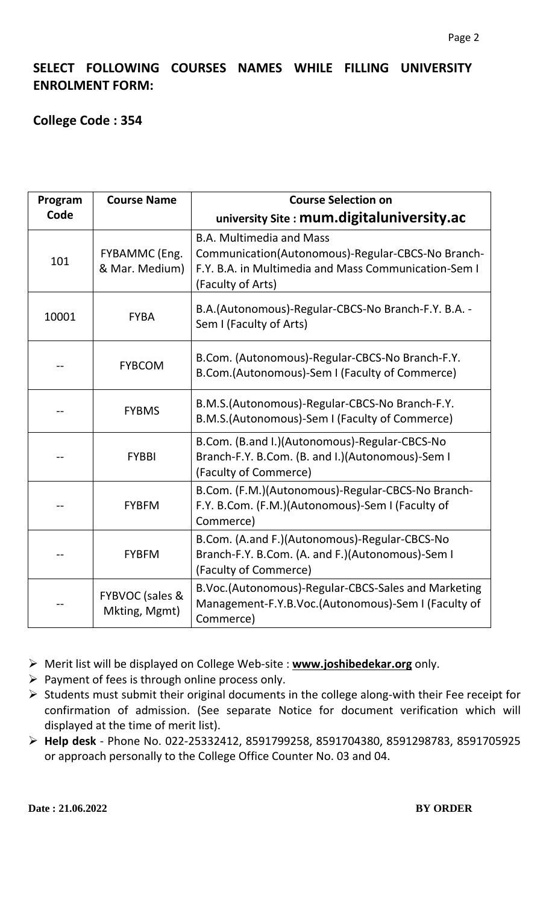**SELECT FOLLOWING COURSES NAMES WHILE FILLING UNIVERSITY ENROLMENT FORM:**

**College Code : 354**

| Program Code | Course Name | Course Selection on university Site : **mum.digitaluniversity.ac** |
|---|---|---|
| 101 | FYBAMMC (Eng. & Mar. Medium) | B.A. Multimedia and Mass Communication(Autonomous)-Regular-CBCS-No Branch-F.Y. B.A. in Multimedia and Mass Communication-Sem I (Faculty of Arts) |
| 10001 | FYBA | B.A.(Autonomous)-Regular-CBCS-No Branch-F.Y. B.A. -Sem I (Faculty of Arts) |
| -- | FYBCOM | B.Com. (Autonomous)-Regular-CBCS-No Branch-F.Y. B.Com.(Autonomous)-Sem I (Faculty of Commerce) |
| -- | FYBMS | B.M.S.(Autonomous)-Regular-CBCS-No Branch-F.Y. B.M.S.(Autonomous)-Sem I (Faculty of Commerce) |
| -- | FYBBI | B.Com. (B.and I.)(Autonomous)-Regular-CBCS-No Branch-F.Y. B.Com. (B. and I.)(Autonomous)-Sem I (Faculty of Commerce) |
| -- | FYBFM | B.Com. (F.M.)(Autonomous)-Regular-CBCS-No Branch-F.Y. B.Com. (F.M.)(Autonomous)-Sem I (Faculty of Commerce) |
| -- | FYBFM | B.Com. (A.and F.)(Autonomous)-Regular-CBCS-No Branch-F.Y. B.Com. (A. and F.)(Autonomous)-Sem I (Faculty of Commerce) |
| -- | FYBVOC (sales & Mkting, Mgmt) | B.Voc.(Autonomous)-Regular-CBCS-Sales and Marketing Management-F.Y.B.Voc.(Autonomous)-Sem I (Faculty of Commerce) |

- Merit list will be displayed on College Web-site : **www.joshibedekar.org** only.
- Payment of fees is through online process only.
- Students must submit their original documents in the college along-with their Fee receipt for confirmation of admission. (See separate Notice for document verification which will displayed at the time of merit list).
- **Help desk** - Phone No. 022-25332412, 8591799258, 8591704380, 8591298783, 8591705925 or approach personally to the College Office Counter No. 03 and 04.

**Date : 21.06.2022** **BY ORDER**